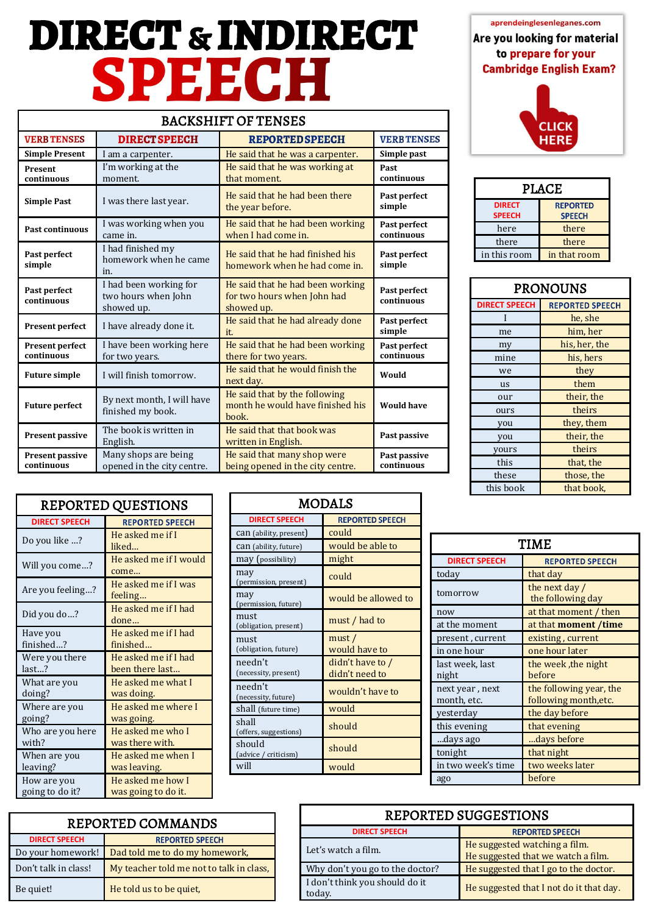# DIRECT & INDIRECT SPEECH

aprendeinglesenleganes.com

**Are you looking for material to prepare for your Cambridge English Exam?**

CLICK HERE

## BACKSHIFT OF TENSES

| VERB TENSES | DIRECT SPEECH | REPORTED SPEECH | VERB TENSES |
|---|---|---|---|
| **Simple Present** | I am a carpenter. | He said that he was a carpenter. | **Simple past** |
| **Present continuous** | I'm working at the moment. | He said that he was working at that moment. | **Past continuous** |
| **Simple Past** | I was there last year. | He said that he had been there the year before. | **Past perfect simple** |
| **Past continuous** | I was working when you came in. | He said that he had been working when I had come in. | **Past perfect continuous** |
| **Past perfect simple** | I had finished my homework when he came in. | He said that he had finished his homework when he had come in. | **Past perfect simple** |
| **Past perfect continuous** | I had been working for two hours when John showed up. | He said that he had been working for two hours when John had showed up. | **Past perfect continuous** |
| **Present perfect** | I have already done it. | He said that he had already done it. | **Past perfect simple** |
| **Present perfect continuous** | I have been working here for two years. | He said that he had been working there for two years. | **Past perfect continuous** |
| **Future simple** | I will finish tomorrow. | He said that he would finish the next day. | **Would** |
| **Future perfect** | By next month, I will have finished my book. | He said that by the following month he would have finished his book. | **Would have** |
| **Present passive** | The book is written in English. | He said that that book was written in English. | **Past passive** |
| **Present passive continuous** | Many shops are being opened in the city centre. | He said that many shop were being opened in the city centre. | **Past passive continuous** |

## PLACE

| DIRECT SPEECH | REPORTED SPEECH |
|---|---|
| here | there |
| there | there |
| in this room | in that room |

## PRONOUNS

| DIRECT SPEECH | REPORTED SPEECH |
|---|---|
| I | he, she |
| me | him, her |
| my | his, her, the |
| mine | his, hers |
| we | they |
| us | them |
| our | their, the |
| ours | theirs |
| you | they, them |
| you | their, the |
| yours | theirs |
| this | that, the |
| these | those, the |
| this book | that book, |

## REPORTED QUESTIONS

| DIRECT SPEECH | REPORTED SPEECH |
|---|---|
| Do you like ...? | He asked me if I liked... |
| Will you come...? | He asked me if I would come... |
| Are you feeling...? | He asked me if I was feeling... |
| Did you do...? | He asked me if I had done... |
| Have you finished...? | He asked me if I had finished... |
| Were you there last...? | He asked me if I had been there last... |
| What are you doing? | He asked me what I was doing. |
| Where are you going? | He asked me where I was going. |
| Who are you here with? | He asked me who I was there with. |
| When are you leaving? | He asked me when I was leaving. |
| How are you going to do it? | He asked me how I was going to do it. |

## MODALS

| DIRECT SPEECH | REPORTED SPEECH |
|---|---|
| can (ability, present) | could |
| can (ability, future) | would be able to |
| may (possibility) | might |
| may (permission, present) | could |
| may (permission, future) | would be allowed to |
| must (obligation, present) | must / had to |
| must (obligation, future) | must / would have to |
| needn't (necessity, present) | didn't have to / didn't need to |
| needn't (necessity, future) | wouldn't have to |
| shall (future time) | would |
| shall (offers, suggestions) | should |
| should (advice / criticism) | should |
| will | would |

## TIME

| DIRECT SPEECH | REPORTED SPEECH |
|---|---|
| today | that day |
| tomorrow | the next day / the following day |
| now | at that moment / then |
| at the moment | at that **moment** /**time** |
| present , current | existing , current |
| in one hour | one hour later |
| last week, last night | the week ,the night before |
| next year , next month, etc. | the following year, the following month,etc. |
| yesterday | the day before |
| this evening | that evening |
| ...days ago | ...days before |
| tonight | that night |
| in two week's time | two weeks later |
| ago | before |

## REPORTED COMMANDS

| DIRECT SPEECH | REPORTED SPEECH |
|---|---|
| Do your homework! | Dad told me to do my homework, |
| Don't talk in class! | My teacher told me not to talk in class, |
| Be quiet! | He told us to be quiet, |

## REPORTED SUGGESTIONS

| DIRECT SPEECH | REPORTED SPEECH |
|---|---|
| Let's watch a film. | He suggested watching a film. He suggested that we watch a film. |
| Why don't you go to the doctor? | He suggested that I go to the doctor. |
| I don't think you should do it today. | He suggested that I not do it that day. |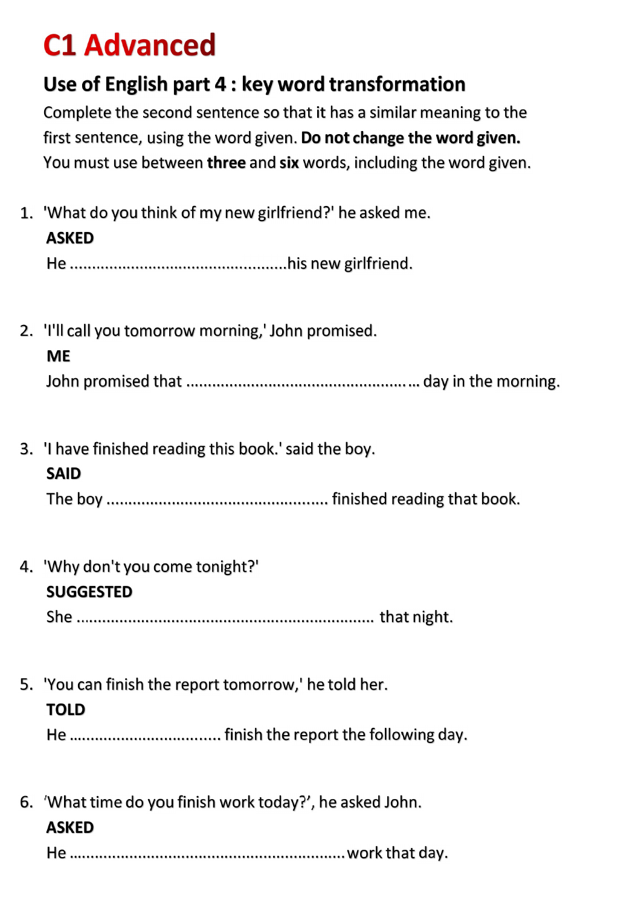# C1 Advanced

## Use of English part 4 : key word transformation

Complete the second sentence so that it has a similar meaning to the first sentence, using the word given. **Do not change the word given.** You must use between **three** and **six** words, including the word given.

1. 'What do you think of my new girlfriend?' he asked me.

   **ASKED**

   He ..............................................his new girlfriend.

2. 'I'll call you tomorrow morning,' John promised.

   **ME**

   John promised that ................................................… day in the morning.

3. 'I have finished reading this book.' said the boy.

   **SAID**

   The boy ................................................ finished reading that book.

4. 'Why don't you come tonight?'

   **SUGGESTED**

   She ............................................................... that night.

5. 'You can finish the report tomorrow,' he told her.

   **TOLD**

   He ................................. finish the report the following day.

6. 'What time do you finish work today?', he asked John.

   **ASKED**

   He ............................................................work that day.